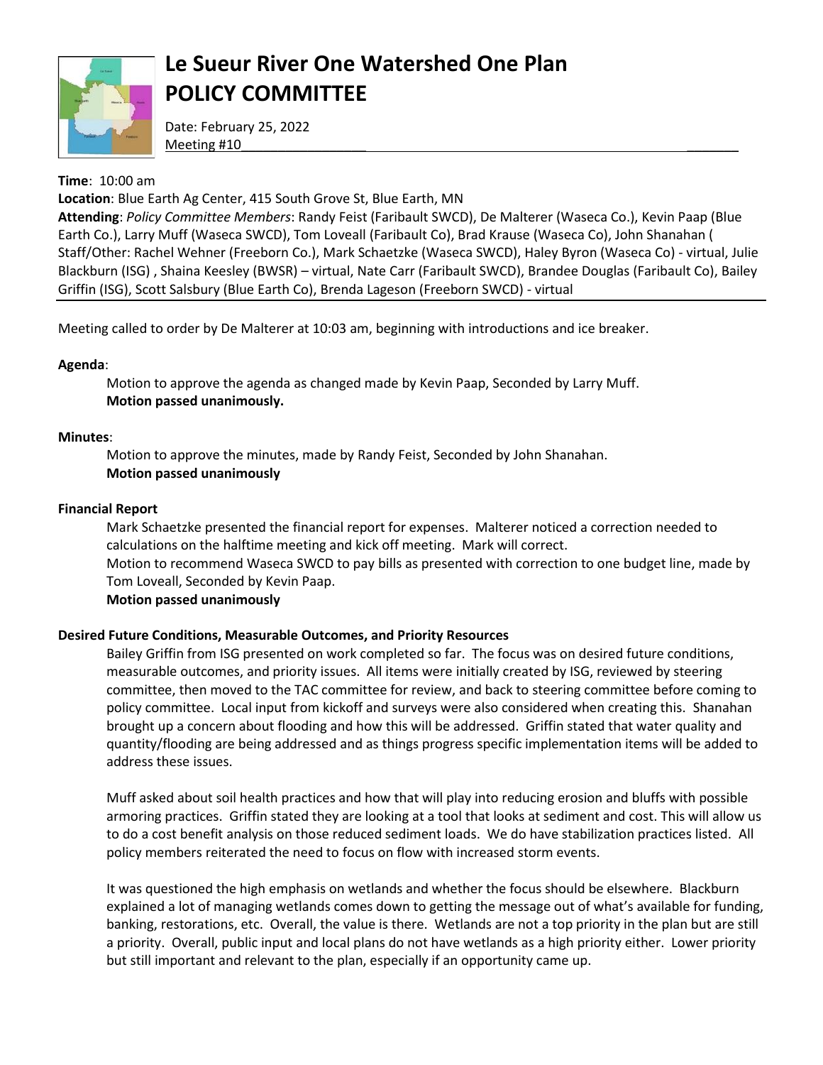# Le Sueur River One Watershed One Plan
# POLICY COMMITTEE

Date: February 25, 2022
Meeting #10

**Time**: 10:00 am
**Location**: Blue Earth Ag Center, 415 South Grove St, Blue Earth, MN
**Attending**: *Policy Committee Members*: Randy Feist (Faribault SWCD), De Malterer (Waseca Co.), Kevin Paap (Blue Earth Co.), Larry Muff (Waseca SWCD), Tom Loveall (Faribault Co), Brad Krause (Waseca Co), John Shanahan ( Staff/Other: Rachel Wehner (Freeborn Co.), Mark Schaetzke (Waseca SWCD), Haley Byron (Waseca Co) - virtual, Julie Blackburn (ISG) , Shaina Keesley (BWSR) – virtual, Nate Carr (Faribault SWCD), Brandee Douglas (Faribault Co), Bailey Griffin (ISG), Scott Salsbury (Blue Earth Co), Brenda Lageson (Freeborn SWCD) - virtual

---

Meeting called to order by De Malterer at 10:03 am, beginning with introductions and ice breaker.

**Agenda**:

Motion to approve the agenda as changed made by Kevin Paap, Seconded by Larry Muff.
**Motion passed unanimously.**

**Minutes**:

Motion to approve the minutes, made by Randy Feist, Seconded by John Shanahan.
**Motion passed unanimously**

**Financial Report**

Mark Schaetzke presented the financial report for expenses. Malterer noticed a correction needed to calculations on the halftime meeting and kick off meeting. Mark will correct.
Motion to recommend Waseca SWCD to pay bills as presented with correction to one budget line, made by Tom Loveall, Seconded by Kevin Paap.
**Motion passed unanimously**

**Desired Future Conditions, Measurable Outcomes, and Priority Resources**

Bailey Griffin from ISG presented on work completed so far. The focus was on desired future conditions, measurable outcomes, and priority issues. All items were initially created by ISG, reviewed by steering committee, then moved to the TAC committee for review, and back to steering committee before coming to policy committee. Local input from kickoff and surveys were also considered when creating this. Shanahan brought up a concern about flooding and how this will be addressed. Griffin stated that water quality and quantity/flooding are being addressed and as things progress specific implementation items will be added to address these issues.

Muff asked about soil health practices and how that will play into reducing erosion and bluffs with possible armoring practices. Griffin stated they are looking at a tool that looks at sediment and cost. This will allow us to do a cost benefit analysis on those reduced sediment loads. We do have stabilization practices listed. All policy members reiterated the need to focus on flow with increased storm events.

It was questioned the high emphasis on wetlands and whether the focus should be elsewhere. Blackburn explained a lot of managing wetlands comes down to getting the message out of what's available for funding, banking, restorations, etc. Overall, the value is there. Wetlands are not a top priority in the plan but are still a priority. Overall, public input and local plans do not have wetlands as a high priority either. Lower priority but still important and relevant to the plan, especially if an opportunity came up.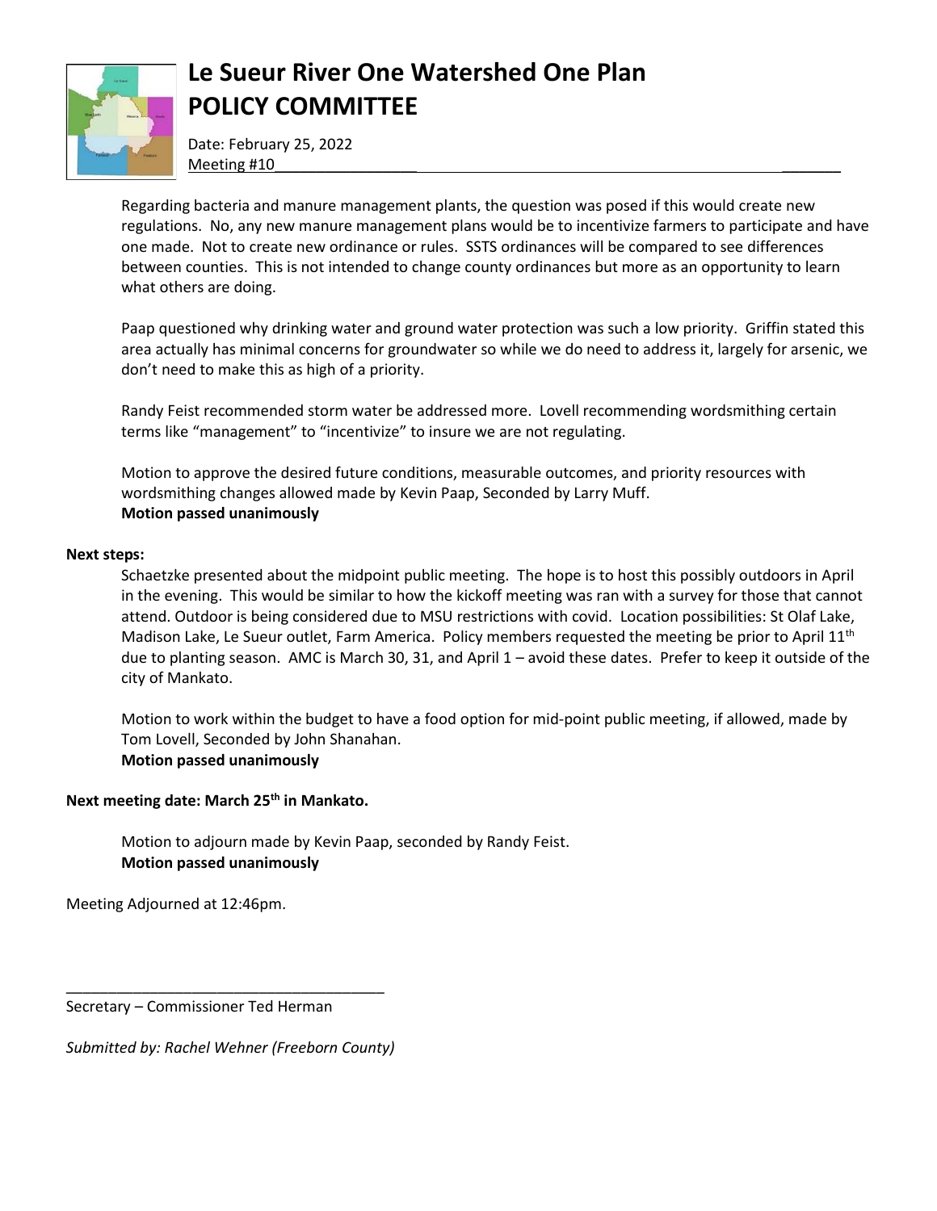# Le Sueur River One Watershed One Plan
# POLICY COMMITTEE

Date: February 25, 2022
Meeting #10

Regarding bacteria and manure management plants, the question was posed if this would create new regulations. No, any new manure management plans would be to incentivize farmers to participate and have one made. Not to create new ordinance or rules. SSTS ordinances will be compared to see differences between counties. This is not intended to change county ordinances but more as an opportunity to learn what others are doing.

Paap questioned why drinking water and ground water protection was such a low priority. Griffin stated this area actually has minimal concerns for groundwater so while we do need to address it, largely for arsenic, we don't need to make this as high of a priority.

Randy Feist recommended storm water be addressed more. Lovell recommending wordsmithing certain terms like "management" to "incentivize" to insure we are not regulating.

Motion to approve the desired future conditions, measurable outcomes, and priority resources with wordsmithing changes allowed made by Kevin Paap, Seconded by Larry Muff.
**Motion passed unanimously**

**Next steps:**

Schaetzke presented about the midpoint public meeting. The hope is to host this possibly outdoors in April in the evening. This would be similar to how the kickoff meeting was ran with a survey for those that cannot attend. Outdoor is being considered due to MSU restrictions with covid. Location possibilities: St Olaf Lake, Madison Lake, Le Sueur outlet, Farm America. Policy members requested the meeting be prior to April 11th due to planting season. AMC is March 30, 31, and April 1 – avoid these dates. Prefer to keep it outside of the city of Mankato.

Motion to work within the budget to have a food option for mid-point public meeting, if allowed, made by Tom Lovell, Seconded by John Shanahan.
**Motion passed unanimously**

**Next meeting date: March 25th in Mankato.**

Motion to adjourn made by Kevin Paap, seconded by Randy Feist.
**Motion passed unanimously**

Meeting Adjourned at 12:46pm.

\_\_\_\_\_\_\_\_\_\_\_\_\_\_\_\_\_\_\_\_\_\_\_\_\_\_\_\_\_\_\_\_\_\_\_\_\_\_\_\_

Secretary – Commissioner Ted Herman

*Submitted by: Rachel Wehner (Freeborn County)*